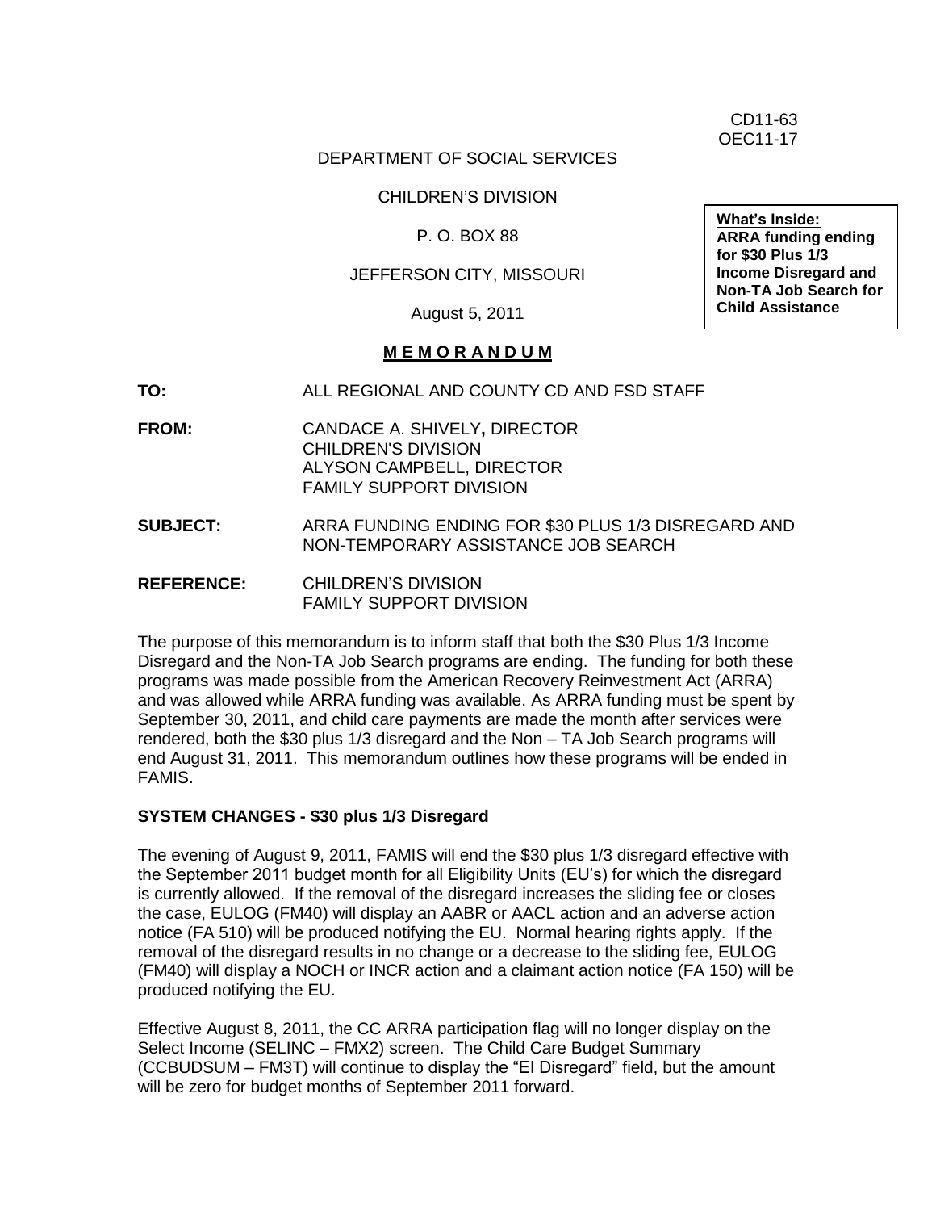CD11-63
OEC11-17

DEPARTMENT OF SOCIAL SERVICES

CHILDREN'S DIVISION

P. O. BOX 88

JEFFERSON CITY, MISSOURI

August 5, 2011

**What's Inside:**
**ARRA funding ending for $30 Plus 1/3 Income Disregard and Non-TA Job Search for Child Assistance**

**M E M O R A N D U M**

**TO:** ALL REGIONAL AND COUNTY CD AND FSD STAFF

**FROM:** CANDACE A. SHIVELY**,** DIRECTOR
CHILDREN'S DIVISION
ALYSON CAMPBELL, DIRECTOR
FAMILY SUPPORT DIVISION

**SUBJECT:** ARRA FUNDING ENDING FOR $30 PLUS 1/3 DISREGARD AND NON-TEMPORARY ASSISTANCE JOB SEARCH

**REFERENCE:** CHILDREN'S DIVISION
FAMILY SUPPORT DIVISION

The purpose of this memorandum is to inform staff that both the $30 Plus 1/3 Income Disregard and the Non-TA Job Search programs are ending. The funding for both these programs was made possible from the American Recovery Reinvestment Act (ARRA) and was allowed while ARRA funding was available. As ARRA funding must be spent by September 30, 2011, and child care payments are made the month after services were rendered, both the $30 plus 1/3 disregard and the Non – TA Job Search programs will end August 31, 2011. This memorandum outlines how these programs will be ended in FAMIS.

**SYSTEM CHANGES - $30 plus 1/3 Disregard**

The evening of August 9, 2011, FAMIS will end the $30 plus 1/3 disregard effective with the September 2011 budget month for all Eligibility Units (EU's) for which the disregard is currently allowed. If the removal of the disregard increases the sliding fee or closes the case, EULOG (FM40) will display an AABR or AACL action and an adverse action notice (FA 510) will be produced notifying the EU. Normal hearing rights apply. If the removal of the disregard results in no change or a decrease to the sliding fee, EULOG (FM40) will display a NOCH or INCR action and a claimant action notice (FA 150) will be produced notifying the EU.

Effective August 8, 2011, the CC ARRA participation flag will no longer display on the Select Income (SELINC – FMX2) screen. The Child Care Budget Summary (CCBUDSUM – FM3T) will continue to display the "EI Disregard" field, but the amount will be zero for budget months of September 2011 forward.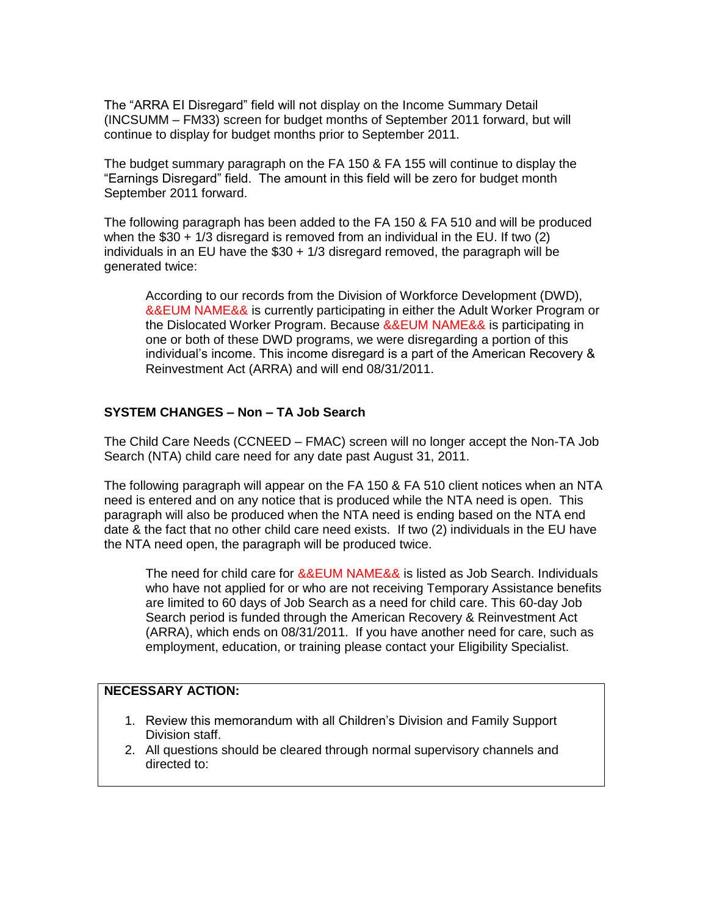The "ARRA EI Disregard" field will not display on the Income Summary Detail (INCSUMM – FM33) screen for budget months of September 2011 forward, but will continue to display for budget months prior to September 2011.

The budget summary paragraph on the FA 150 & FA 155 will continue to display the "Earnings Disregard" field. The amount in this field will be zero for budget month September 2011 forward.

The following paragraph has been added to the FA 150 & FA 510 and will be produced when the $30 + 1/3 disregard is removed from an individual in the EU. If two (2) individuals in an EU have the $30 + 1/3 disregard removed, the paragraph will be generated twice:

> According to our records from the Division of Workforce Development (DWD), &&EUM NAME&& is currently participating in either the Adult Worker Program or the Dislocated Worker Program. Because &&EUM NAME&& is participating in one or both of these DWD programs, we were disregarding a portion of this individual's income. This income disregard is a part of the American Recovery & Reinvestment Act (ARRA) and will end 08/31/2011.

**SYSTEM CHANGES – Non – TA Job Search**

The Child Care Needs (CCNEED – FMAC) screen will no longer accept the Non-TA Job Search (NTA) child care need for any date past August 31, 2011.

The following paragraph will appear on the FA 150 & FA 510 client notices when an NTA need is entered and on any notice that is produced while the NTA need is open. This paragraph will also be produced when the NTA need is ending based on the NTA end date & the fact that no other child care need exists. If two (2) individuals in the EU have the NTA need open, the paragraph will be produced twice.

> The need for child care for &&EUM NAME&& is listed as Job Search. Individuals who have not applied for or who are not receiving Temporary Assistance benefits are limited to 60 days of Job Search as a need for child care. This 60-day Job Search period is funded through the American Recovery & Reinvestment Act (ARRA), which ends on 08/31/2011. If you have another need for care, such as employment, education, or training please contact your Eligibility Specialist.

**NECESSARY ACTION:**

1. Review this memorandum with all Children's Division and Family Support Division staff.
2. All questions should be cleared through normal supervisory channels and directed to: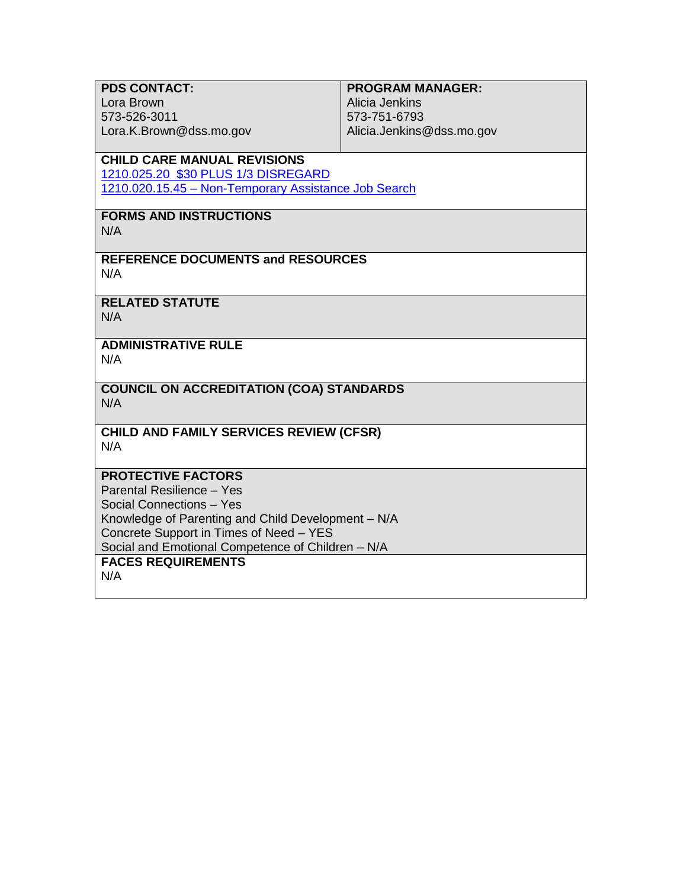| **PDS CONTACT:**<br>Lora Brown<br>573-526-3011<br>Lora.K.Brown@dss.mo.gov | **PROGRAM MANAGER:**<br>Alicia Jenkins<br>573-751-6793<br>Alicia.Jenkins@dss.mo.gov |
|---|---|

**CHILD CARE MANUAL REVISIONS**

1210.025.20 $30 PLUS 1/3 DISREGARD

1210.020.15.45 – Non-Temporary Assistance Job Search

**FORMS AND INSTRUCTIONS**

N/A

**REFERENCE DOCUMENTS and RESOURCES**

N/A

**RELATED STATUTE**

N/A

**ADMINISTRATIVE RULE**

N/A

**COUNCIL ON ACCREDITATION (COA) STANDARDS**

N/A

**CHILD AND FAMILY SERVICES REVIEW (CFSR)**

N/A

**PROTECTIVE FACTORS**

Parental Resilience – Yes
Social Connections – Yes
Knowledge of Parenting and Child Development – N/A
Concrete Support in Times of Need – YES
Social and Emotional Competence of Children – N/A

**FACES REQUIREMENTS**

N/A